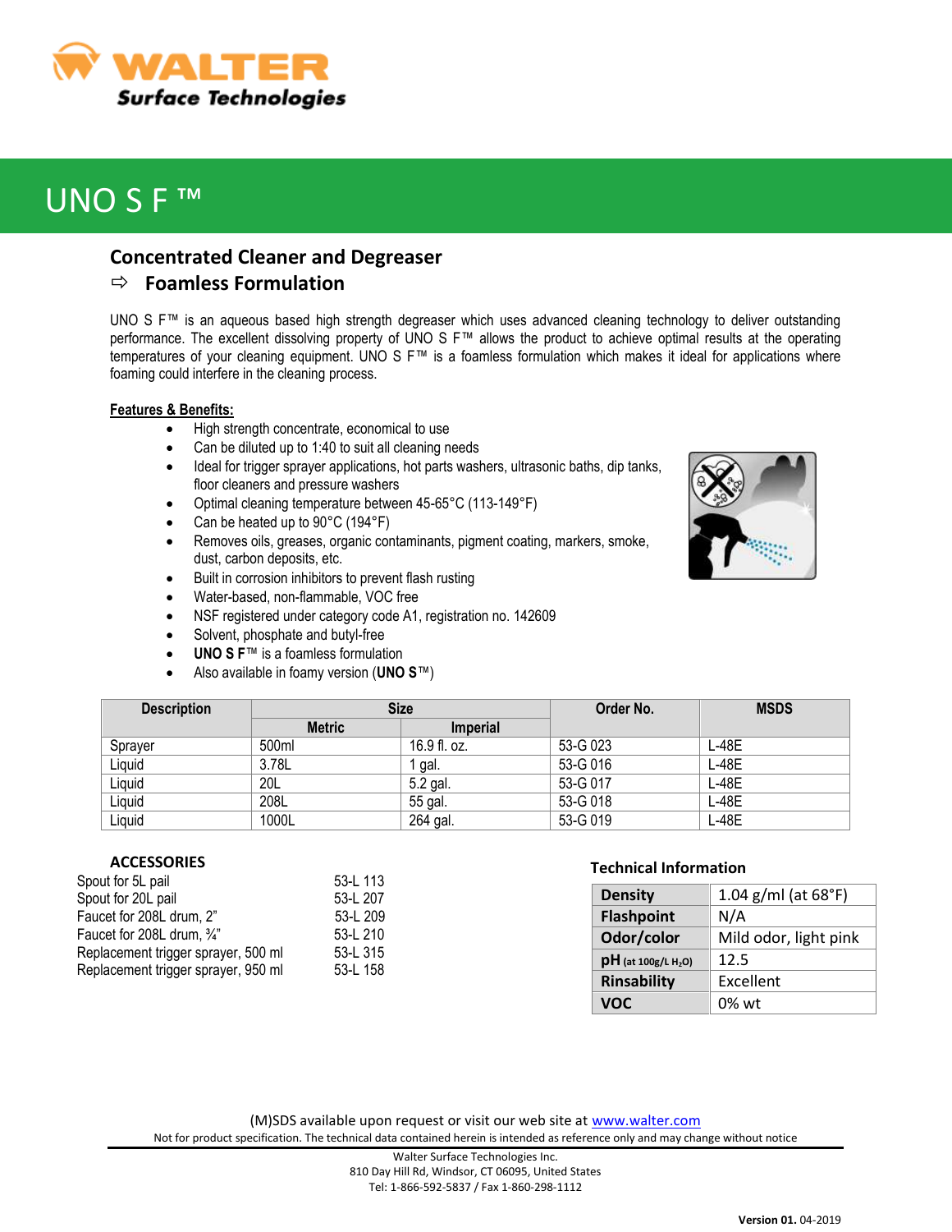# UNO S F ™

## Concentrated Cleaner and Degreaser

### ⇨ Foamless Formulation

UNO S F™ is an aqueous based high strength degreaser which uses advanced cleaning technology to deliver outstanding performance. The excellent dissolving property of UNO S F™ allows the product to achieve optimal results at the operating temperatures of your cleaning equipment. UNO S F™ is a foamless formulation which makes it ideal for applications where foaming could interfere in the cleaning process.

**Features & Benefits:**

- High strength concentrate, economical to use
- Can be diluted up to 1:40 to suit all cleaning needs
- Ideal for trigger sprayer applications, hot parts washers, ultrasonic baths, dip tanks, floor cleaners and pressure washers
- Optimal cleaning temperature between 45-65°C (113-149°F)
- Can be heated up to 90°C (194°F)
- Removes oils, greases, organic contaminants, pigment coating, markers, smoke, dust, carbon deposits, etc.
- Built in corrosion inhibitors to prevent flash rusting
- Water-based, non-flammable, VOC free
- NSF registered under category code A1, registration no. 142609
- Solvent, phosphate and butyl-free
- **UNO S F**™ is a foamless formulation
- Also available in foamy version (**UNO S**™)

| Description | Size | | Order No. | MSDS |
|---|---|---|---|---|
| | Metric | Imperial | | |
| Sprayer | 500ml | 16.9 fl. oz. | 53-G 023 | L-48E |
| Liquid | 3.78L | 1 gal. | 53-G 016 | L-48E |
| Liquid | 20L | 5.2 gal. | 53-G 017 | L-48E |
| Liquid | 208L | 55 gal. | 53-G 018 | L-48E |
| Liquid | 1000L | 264 gal. | 53-G 019 | L-48E |

**ACCESSORIES**

| | |
|---|---|
| Spout for 5L pail | 53-L 113 |
| Spout for 20L pail | 53-L 207 |
| Faucet for 208L drum, 2" | 53-L 209 |
| Faucet for 208L drum, ¾" | 53-L 210 |
| Replacement trigger sprayer, 500 ml | 53-L 315 |
| Replacement trigger sprayer, 950 ml | 53-L 158 |

**Technical Information**

| | |
|---|---|
| **Density** | 1.04 g/ml (at 68°F) |
| **Flashpoint** | N/A |
| **Odor/color** | Mild odor, light pink |
| **pH** (at 100g/L $H_2O$) | 12.5 |
| **Rinsability** | Excellent |
| **VOC** | 0% wt |

(M)SDS available upon request or visit our web site at www.walter.com

Not for product specification. The technical data contained herein is intended as reference only and may change without notice

Walter Surface Technologies Inc.
810 Day Hill Rd, Windsor, CT 06095, United States
Tel: 1-866-592-5837 / Fax 1-860-298-1112

**Version 01.** 04-2019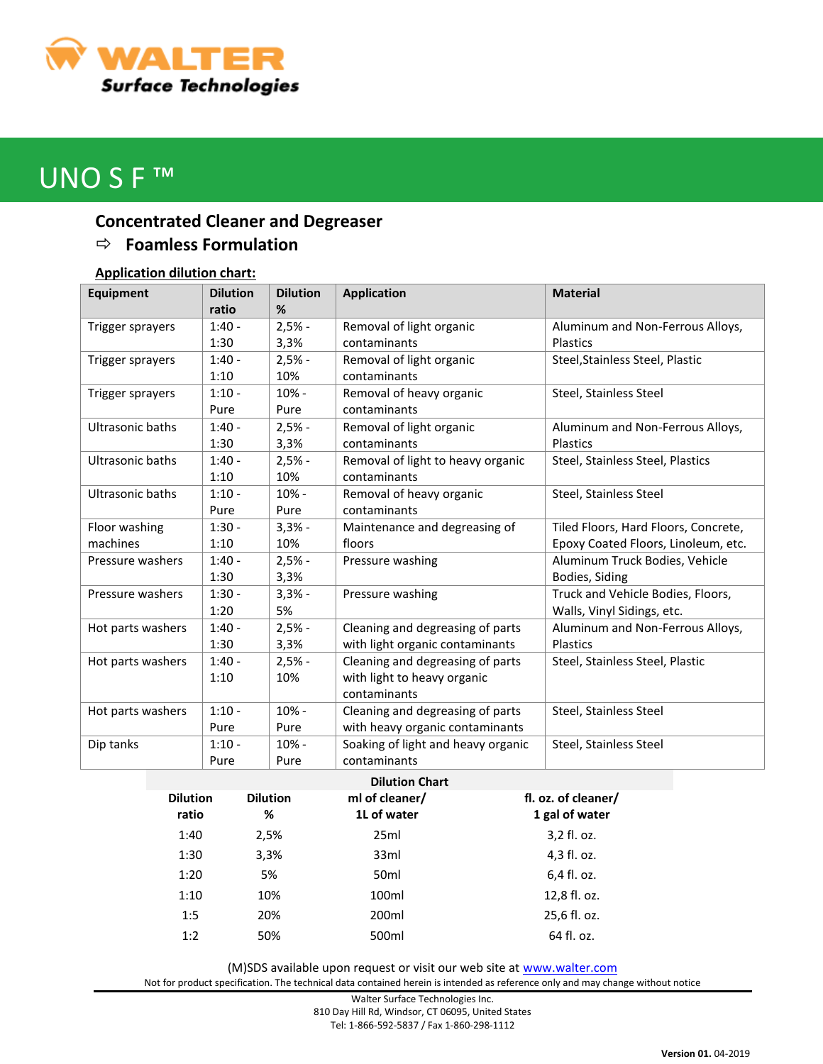WALTER
Surface Technologies

# UNO S F ™

## Concentrated Cleaner and Degreaser

### ⇨ Foamless Formulation

**Application dilution chart:**

| Equipment | Dilution ratio | Dilution % | Application | Material |
|---|---|---|---|---|
| Trigger sprayers | 1:40 - 1:30 | 2,5% - 3,3% | Removal of light organic contaminants | Aluminum and Non-Ferrous Alloys, Plastics |
| Trigger sprayers | 1:40 - 1:10 | 2,5% - 10% | Removal of light organic contaminants | Steel,Stainless Steel, Plastic |
| Trigger sprayers | 1:10 - Pure | 10% - Pure | Removal of heavy organic contaminants | Steel, Stainless Steel |
| Ultrasonic baths | 1:40 - 1:30 | 2,5% - 3,3% | Removal of light organic contaminants | Aluminum and Non-Ferrous Alloys, Plastics |
| Ultrasonic baths | 1:40 - 1:10 | 2,5% - 10% | Removal of light to heavy organic contaminants | Steel, Stainless Steel, Plastics |
| Ultrasonic baths | 1:10 - Pure | 10% - Pure | Removal of heavy organic contaminants | Steel, Stainless Steel |
| Floor washing machines | 1:30 - 1:10 | 3,3% - 10% | Maintenance and degreasing of floors | Tiled Floors, Hard Floors, Concrete, Epoxy Coated Floors, Linoleum, etc. |
| Pressure washers | 1:40 - 1:30 | 2,5% - 3,3% | Pressure washing | Aluminum Truck Bodies, Vehicle Bodies, Siding |
| Pressure washers | 1:30 - 1:20 | 3,3% - 5% | Pressure washing | Truck and Vehicle Bodies, Floors, Walls, Vinyl Sidings, etc. |
| Hot parts washers | 1:40 - 1:30 | 2,5% - 3,3% | Cleaning and degreasing of parts with light organic contaminants | Aluminum and Non-Ferrous Alloys, Plastics |
| Hot parts washers | 1:40 - 1:10 | 2,5% - 10% | Cleaning and degreasing of parts with light to heavy organic contaminants | Steel, Stainless Steel, Plastic |
| Hot parts washers | 1:10 - Pure | 10% - Pure | Cleaning and degreasing of parts with heavy organic contaminants | Steel, Stainless Steel |
| Dip tanks | 1:10 - Pure | 10% - Pure | Soaking of light and heavy organic contaminants | Steel, Stainless Steel |

**Dilution Chart**

| Dilution ratio | Dilution % | ml of cleaner/ 1L of water | fl. oz. of cleaner/ 1 gal of water |
|---|---|---|---|
| 1:40 | 2,5% | 25ml | 3,2 fl. oz. |
| 1:30 | 3,3% | 33ml | 4,3 fl. oz. |
| 1:20 | 5% | 50ml | 6,4 fl. oz. |
| 1:10 | 10% | 100ml | 12,8 fl. oz. |
| 1:5 | 20% | 200ml | 25,6 fl. oz. |
| 1:2 | 50% | 500ml | 64 fl. oz. |

(M)SDS available upon request or visit our web site at www.walter.com

Not for product specification. The technical data contained herein is intended as reference only and may change without notice

Walter Surface Technologies Inc.
810 Day Hill Rd, Windsor, CT 06095, United States
Tel: 1-866-592-5837 / Fax 1-860-298-1112

**Version 01.** 04-2019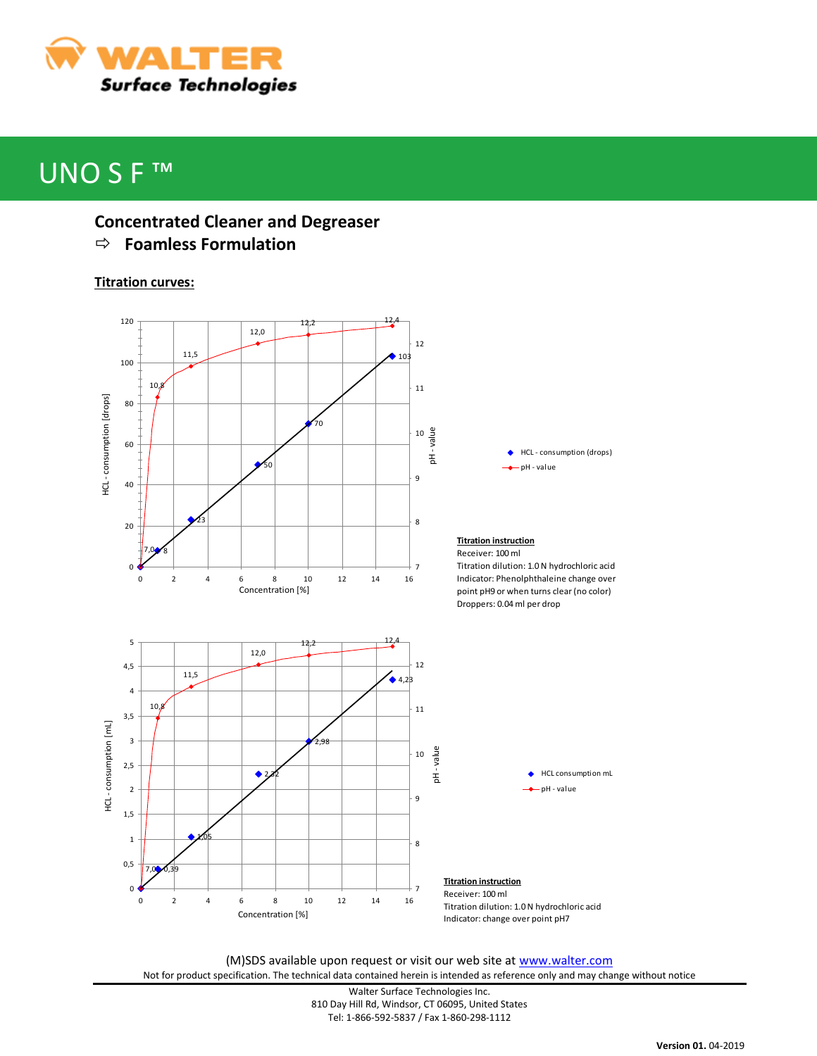# UNO S F ™

## Concentrated Cleaner and Degreaser

## ⇨ Foamless Formulation

**Titration curves:**

HCL - consumption [drops]
Concentration [%]
pH - value

120
100
80
60
40
20
0

0 2 4 6 8 10 12 14 16

12
11
10
9
8
7

7,0
8
23
50
70
103
10,8
11,5
12,0
12,2
12,4

HCL - consumption (drops)
pH - value

**Titration instruction**

Receiver: 100 ml
Titration dilution: 1.0 N hydrochloric acid
Indicator: Phenolphthaleine change over point pH9 or when turns clear (no color)
Droppers: 0.04 ml per drop

HCL - consumption [mL]
Concentration [%]
pH - value

5
4,5
4
3,5
3
2,5
2
1,5
1
0,5
0

0 2 4 6 8 10 12 14 16

12
11
10
9
8
7

7,0
0,39
1,05
2,32
2,98
4,23
10,8
11,5
12,0
12,2
12,4

HCL consumption mL
pH - value

**Titration instruction**

Receiver: 100 ml
Titration dilution: 1.0 N hydrochloric acid
Indicator: change over point pH7

(M)SDS available upon request or visit our web site at www.walter.com

Not for product specification. The technical data contained herein is intended as reference only and may change without notice

Walter Surface Technologies Inc.
810 Day Hill Rd, Windsor, CT 06095, United States
Tel: 1-866-592-5837 / Fax 1-860-298-1112

**Version 01.** 04-2019